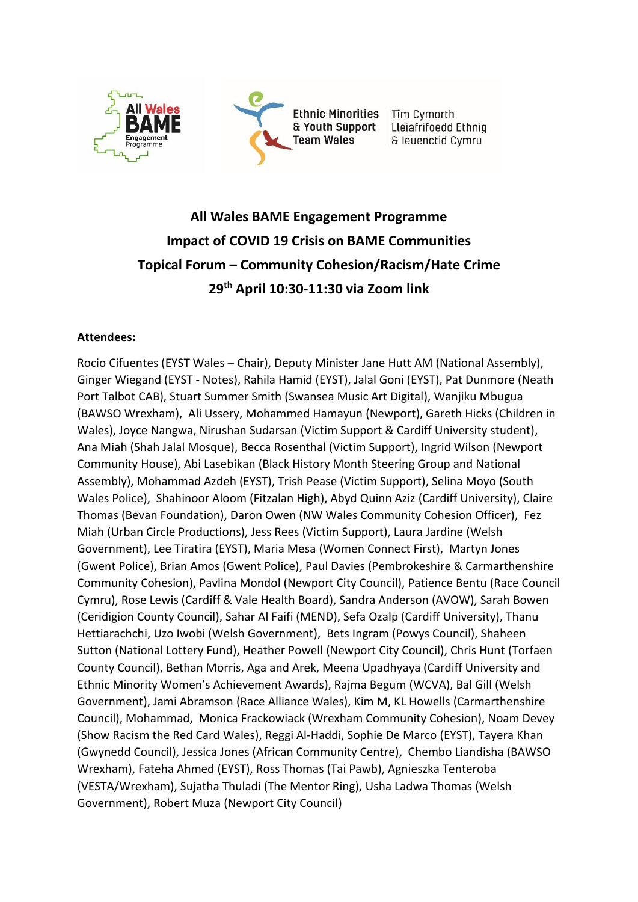All Wales BAME Engagement Programme

Ethnic Minorities & Youth Support Team Wales | Tîm Cymorth Lleiafrifoedd Ethnig & Ieuenctid Cymru

# All Wales BAME Engagement Programme
# Impact of COVID 19 Crisis on BAME Communities
# Topical Forum – Community Cohesion/Racism/Hate Crime
# 29th April 10:30-11:30 via Zoom link

**Attendees:**

Rocio Cifuentes (EYST Wales – Chair), Deputy Minister Jane Hutt AM (National Assembly), Ginger Wiegand (EYST - Notes), Rahila Hamid (EYST), Jalal Goni (EYST), Pat Dunmore (Neath Port Talbot CAB), Stuart Summer Smith (Swansea Music Art Digital), Wanjiku Mbugua (BAWSO Wrexham), Ali Ussery, Mohammed Hamayun (Newport), Gareth Hicks (Children in Wales), Joyce Nangwa, Nirushan Sudarsan (Victim Support & Cardiff University student), Ana Miah (Shah Jalal Mosque), Becca Rosenthal (Victim Support), Ingrid Wilson (Newport Community House), Abi Lasebikan (Black History Month Steering Group and National Assembly), Mohammad Azdeh (EYST), Trish Pease (Victim Support), Selina Moyo (South Wales Police), Shahinoor Aloom (Fitzalan High), Abyd Quinn Aziz (Cardiff University), Claire Thomas (Bevan Foundation), Daron Owen (NW Wales Community Cohesion Officer), Fez Miah (Urban Circle Productions), Jess Rees (Victim Support), Laura Jardine (Welsh Government), Lee Tiratira (EYST), Maria Mesa (Women Connect First), Martyn Jones (Gwent Police), Brian Amos (Gwent Police), Paul Davies (Pembrokeshire & Carmarthenshire Community Cohesion), Pavlina Mondol (Newport City Council), Patience Bentu (Race Council Cymru), Rose Lewis (Cardiff & Vale Health Board), Sandra Anderson (AVOW), Sarah Bowen (Ceridigion County Council), Sahar Al Faifi (MEND), Sefa Ozalp (Cardiff University), Thanu Hettiarachchi, Uzo Iwobi (Welsh Government), Bets Ingram (Powys Council), Shaheen Sutton (National Lottery Fund), Heather Powell (Newport City Council), Chris Hunt (Torfaen County Council), Bethan Morris, Aga and Arek, Meena Upadhyaya (Cardiff University and Ethnic Minority Women's Achievement Awards), Rajma Begum (WCVA), Bal Gill (Welsh Government), Jami Abramson (Race Alliance Wales), Kim M, KL Howells (Carmarthenshire Council), Mohammad, Monica Frackowiack (Wrexham Community Cohesion), Noam Devey (Show Racism the Red Card Wales), Reggi Al-Haddi, Sophie De Marco (EYST), Tayera Khan (Gwynedd Council), Jessica Jones (African Community Centre), Chembo Liandisha (BAWSO Wrexham), Fateha Ahmed (EYST), Ross Thomas (Tai Pawb), Agnieszka Tenteroba (VESTA/Wrexham), Sujatha Thuladi (The Mentor Ring), Usha Ladwa Thomas (Welsh Government), Robert Muza (Newport City Council)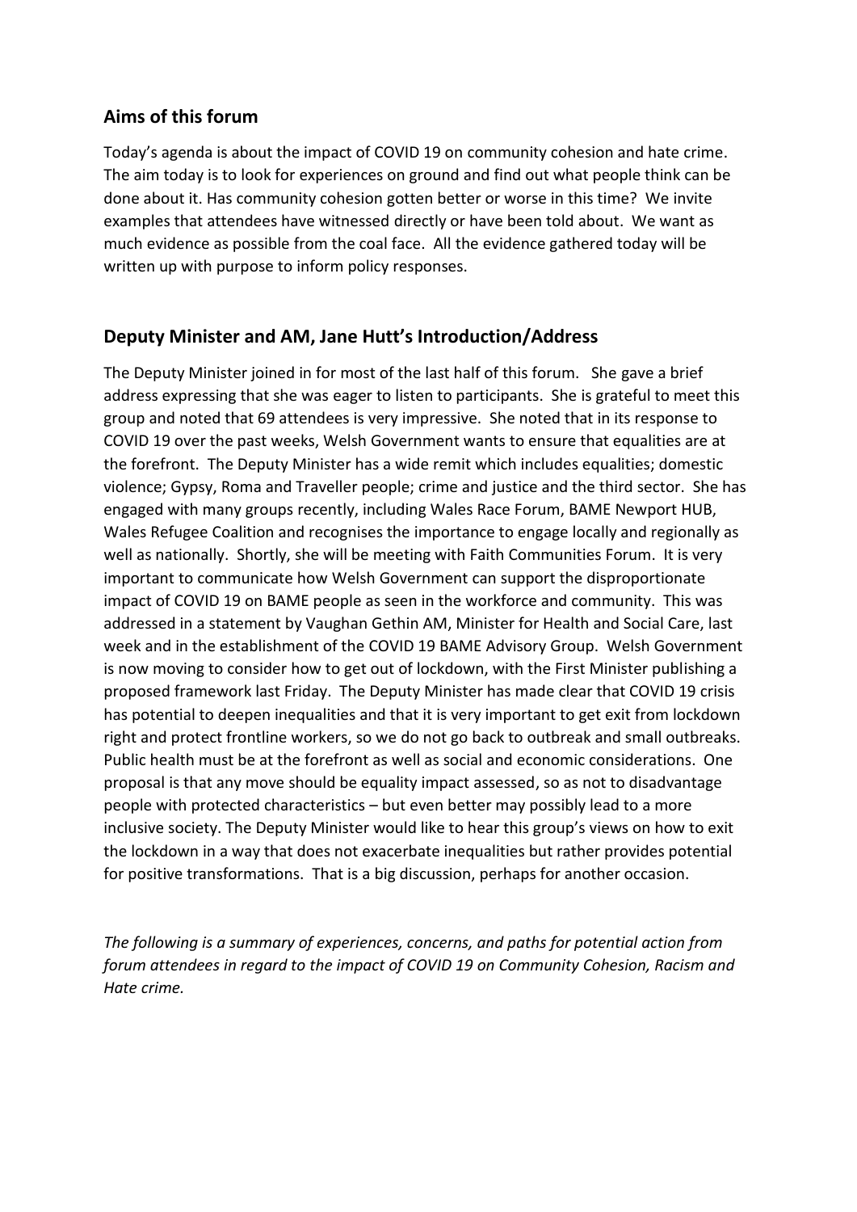## Aims of this forum

Today's agenda is about the impact of COVID 19 on community cohesion and hate crime. The aim today is to look for experiences on ground and find out what people think can be done about it. Has community cohesion gotten better or worse in this time? We invite examples that attendees have witnessed directly or have been told about. We want as much evidence as possible from the coal face. All the evidence gathered today will be written up with purpose to inform policy responses.

## Deputy Minister and AM, Jane Hutt's Introduction/Address

The Deputy Minister joined in for most of the last half of this forum. She gave a brief address expressing that she was eager to listen to participants. She is grateful to meet this group and noted that 69 attendees is very impressive. She noted that in its response to COVID 19 over the past weeks, Welsh Government wants to ensure that equalities are at the forefront. The Deputy Minister has a wide remit which includes equalities; domestic violence; Gypsy, Roma and Traveller people; crime and justice and the third sector. She has engaged with many groups recently, including Wales Race Forum, BAME Newport HUB, Wales Refugee Coalition and recognises the importance to engage locally and regionally as well as nationally. Shortly, she will be meeting with Faith Communities Forum. It is very important to communicate how Welsh Government can support the disproportionate impact of COVID 19 on BAME people as seen in the workforce and community. This was addressed in a statement by Vaughan Gethin AM, Minister for Health and Social Care, last week and in the establishment of the COVID 19 BAME Advisory Group. Welsh Government is now moving to consider how to get out of lockdown, with the First Minister publishing a proposed framework last Friday. The Deputy Minister has made clear that COVID 19 crisis has potential to deepen inequalities and that it is very important to get exit from lockdown right and protect frontline workers, so we do not go back to outbreak and small outbreaks. Public health must be at the forefront as well as social and economic considerations. One proposal is that any move should be equality impact assessed, so as not to disadvantage people with protected characteristics – but even better may possibly lead to a more inclusive society. The Deputy Minister would like to hear this group's views on how to exit the lockdown in a way that does not exacerbate inequalities but rather provides potential for positive transformations. That is a big discussion, perhaps for another occasion.

*The following is a summary of experiences, concerns, and paths for potential action from forum attendees in regard to the impact of COVID 19 on Community Cohesion, Racism and Hate crime.*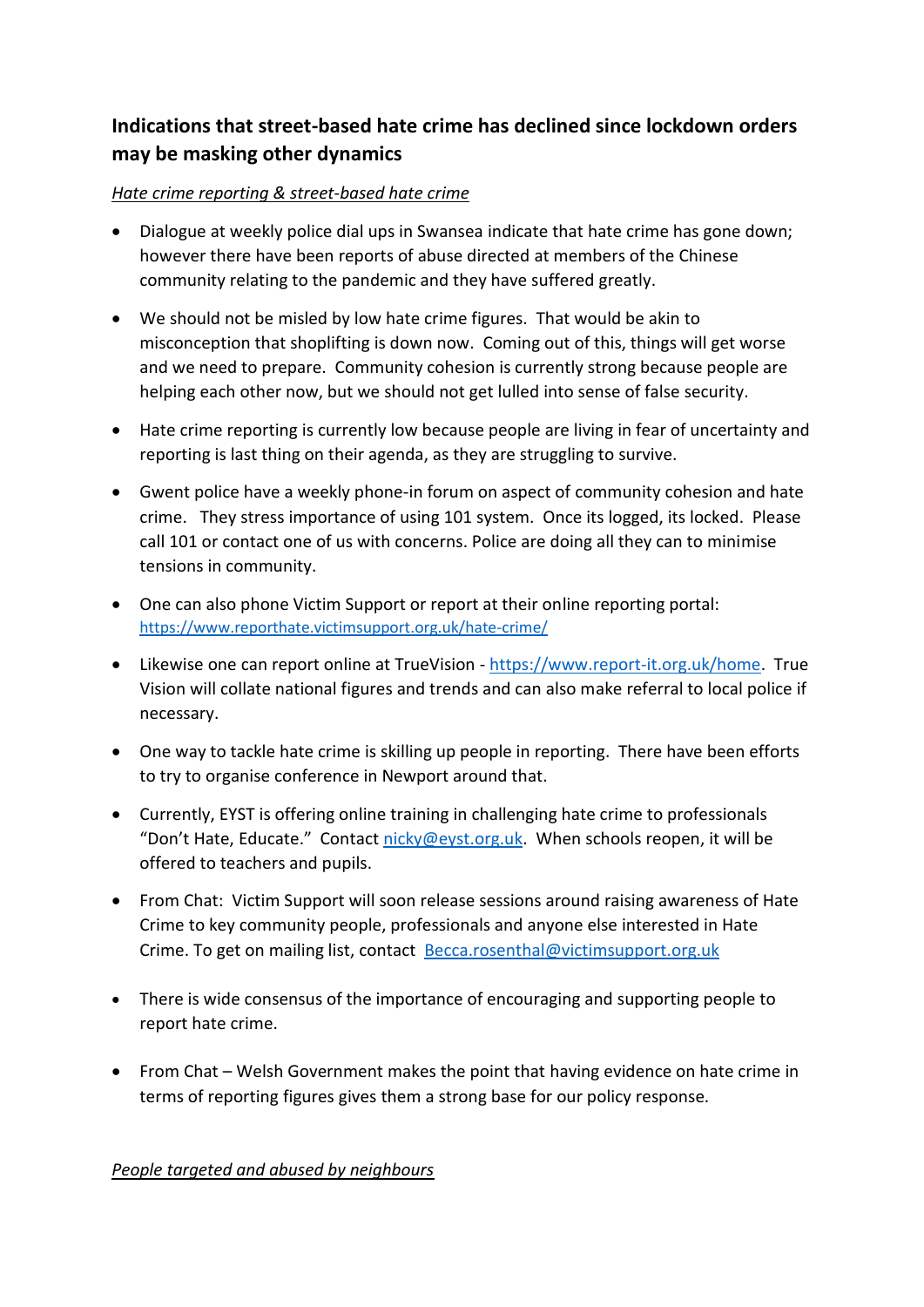**Indications that street-based hate crime has declined since lockdown orders may be masking other dynamics**

*Hate crime reporting & street-based hate crime*

- Dialogue at weekly police dial ups in Swansea indicate that hate crime has gone down; however there have been reports of abuse directed at members of the Chinese community relating to the pandemic and they have suffered greatly.

- We should not be misled by low hate crime figures. That would be akin to misconception that shoplifting is down now. Coming out of this, things will get worse and we need to prepare. Community cohesion is currently strong because people are helping each other now, but we should not get lulled into sense of false security.

- Hate crime reporting is currently low because people are living in fear of uncertainty and reporting is last thing on their agenda, as they are struggling to survive.

- Gwent police have a weekly phone-in forum on aspect of community cohesion and hate crime. They stress importance of using 101 system. Once its logged, its locked. Please call 101 or contact one of us with concerns. Police are doing all they can to minimise tensions in community.

- One can also phone Victim Support or report at their online reporting portal: https://www.reporthate.victimsupport.org.uk/hate-crime/

- Likewise one can report online at TrueVision - https://www.report-it.org.uk/home. True Vision will collate national figures and trends and can also make referral to local police if necessary.

- One way to tackle hate crime is skilling up people in reporting. There have been efforts to try to organise conference in Newport around that.

- Currently, EYST is offering online training in challenging hate crime to professionals "Don't Hate, Educate." Contact nicky@eyst.org.uk. When schools reopen, it will be offered to teachers and pupils.

- From Chat: Victim Support will soon release sessions around raising awareness of Hate Crime to key community people, professionals and anyone else interested in Hate Crime. To get on mailing list, contact Becca.rosenthal@victimsupport.org.uk

- There is wide consensus of the importance of encouraging and supporting people to report hate crime.

- From Chat – Welsh Government makes the point that having evidence on hate crime in terms of reporting figures gives them a strong base for our policy response.

*People targeted and abused by neighbours*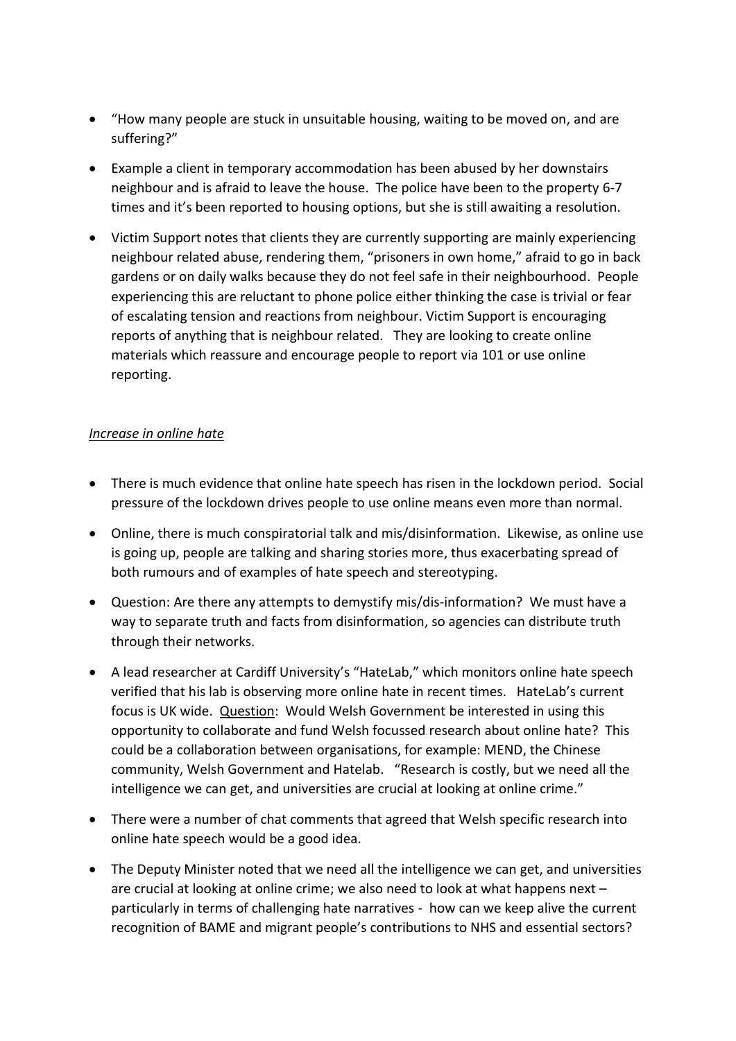- "How many people are stuck in unsuitable housing, waiting to be moved on, and are suffering?"
- Example a client in temporary accommodation has been abused by her downstairs neighbour and is afraid to leave the house. The police have been to the property 6-7 times and it's been reported to housing options, but she is still awaiting a resolution.
- Victim Support notes that clients they are currently supporting are mainly experiencing neighbour related abuse, rendering them, "prisoners in own home," afraid to go in back gardens or on daily walks because they do not feel safe in their neighbourhood. People experiencing this are reluctant to phone police either thinking the case is trivial or fear of escalating tension and reactions from neighbour. Victim Support is encouraging reports of anything that is neighbour related. They are looking to create online materials which reassure and encourage people to report via 101 or use online reporting.

*Increase in online hate*

- There is much evidence that online hate speech has risen in the lockdown period. Social pressure of the lockdown drives people to use online means even more than normal.
- Online, there is much conspiratorial talk and mis/disinformation. Likewise, as online use is going up, people are talking and sharing stories more, thus exacerbating spread of both rumours and of examples of hate speech and stereotyping.
- Question: Are there any attempts to demystify mis/dis-information? We must have a way to separate truth and facts from disinformation, so agencies can distribute truth through their networks.
- A lead researcher at Cardiff University's "HateLab," which monitors online hate speech verified that his lab is observing more online hate in recent times. HateLab's current focus is UK wide. Question: Would Welsh Government be interested in using this opportunity to collaborate and fund Welsh focussed research about online hate? This could be a collaboration between organisations, for example: MEND, the Chinese community, Welsh Government and Hatelab. "Research is costly, but we need all the intelligence we can get, and universities are crucial at looking at online crime."
- There were a number of chat comments that agreed that Welsh specific research into online hate speech would be a good idea.
- The Deputy Minister noted that we need all the intelligence we can get, and universities are crucial at looking at online crime; we also need to look at what happens next – particularly in terms of challenging hate narratives - how can we keep alive the current recognition of BAME and migrant people's contributions to NHS and essential sectors?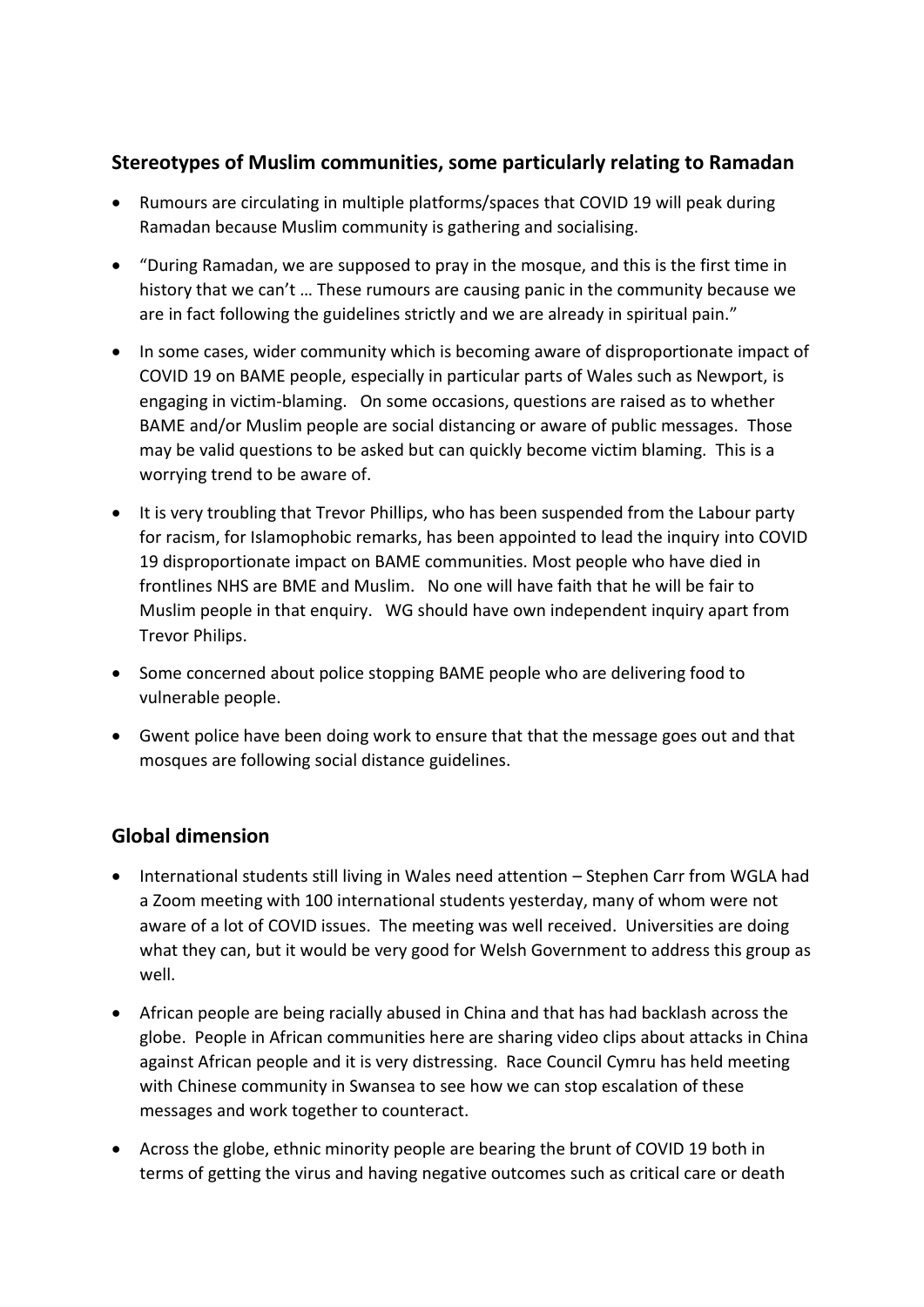## Stereotypes of Muslim communities, some particularly relating to Ramadan

- Rumours are circulating in multiple platforms/spaces that COVID 19 will peak during Ramadan because Muslim community is gathering and socialising.
- "During Ramadan, we are supposed to pray in the mosque, and this is the first time in history that we can't … These rumours are causing panic in the community because we are in fact following the guidelines strictly and we are already in spiritual pain."
- In some cases, wider community which is becoming aware of disproportionate impact of COVID 19 on BAME people, especially in particular parts of Wales such as Newport, is engaging in victim-blaming. On some occasions, questions are raised as to whether BAME and/or Muslim people are social distancing or aware of public messages. Those may be valid questions to be asked but can quickly become victim blaming. This is a worrying trend to be aware of.
- It is very troubling that Trevor Phillips, who has been suspended from the Labour party for racism, for Islamophobic remarks, has been appointed to lead the inquiry into COVID 19 disproportionate impact on BAME communities. Most people who have died in frontlines NHS are BME and Muslim. No one will have faith that he will be fair to Muslim people in that enquiry. WG should have own independent inquiry apart from Trevor Philips.
- Some concerned about police stopping BAME people who are delivering food to vulnerable people.
- Gwent police have been doing work to ensure that that the message goes out and that mosques are following social distance guidelines.

## Global dimension

- International students still living in Wales need attention – Stephen Carr from WGLA had a Zoom meeting with 100 international students yesterday, many of whom were not aware of a lot of COVID issues. The meeting was well received. Universities are doing what they can, but it would be very good for Welsh Government to address this group as well.
- African people are being racially abused in China and that has had backlash across the globe. People in African communities here are sharing video clips about attacks in China against African people and it is very distressing. Race Council Cymru has held meeting with Chinese community in Swansea to see how we can stop escalation of these messages and work together to counteract.
- Across the globe, ethnic minority people are bearing the brunt of COVID 19 both in terms of getting the virus and having negative outcomes such as critical care or death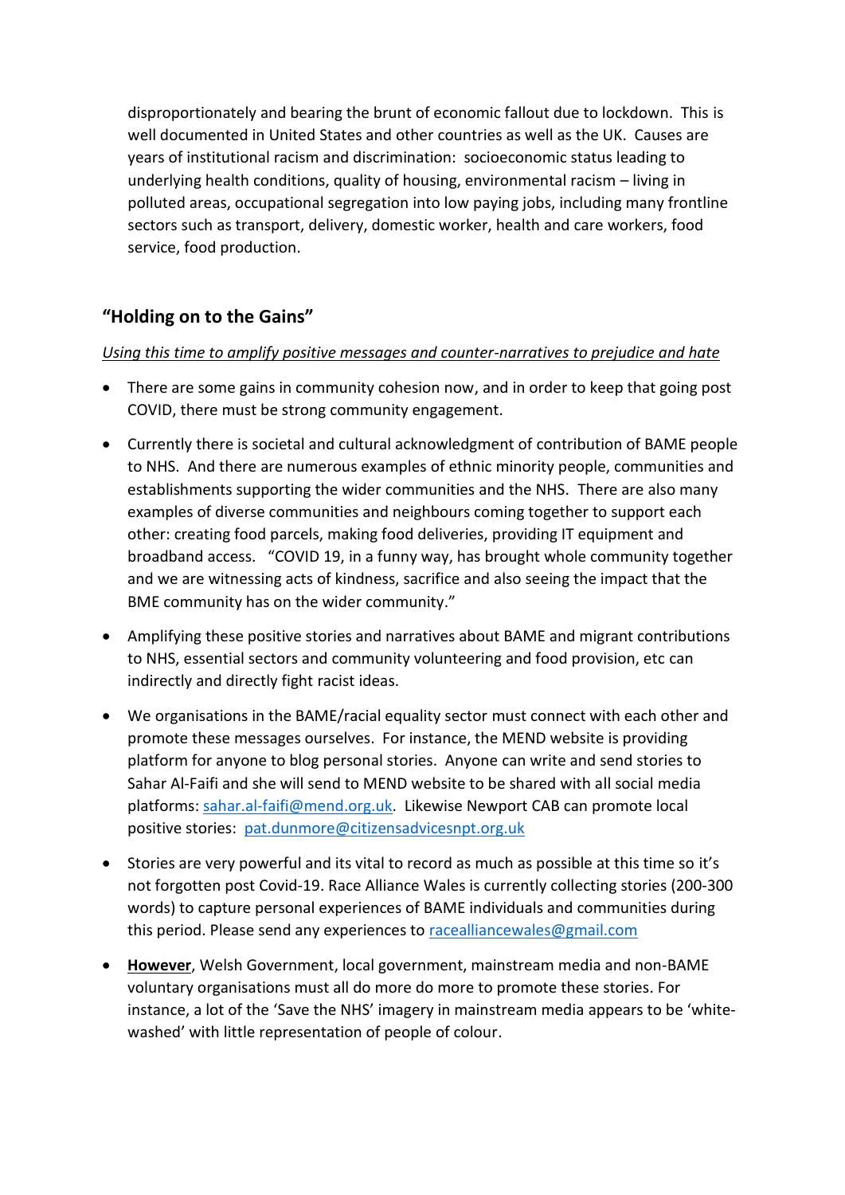disproportionately and bearing the brunt of economic fallout due to lockdown. This is well documented in United States and other countries as well as the UK. Causes are years of institutional racism and discrimination: socioeconomic status leading to underlying health conditions, quality of housing, environmental racism – living in polluted areas, occupational segregation into low paying jobs, including many frontline sectors such as transport, delivery, domestic worker, health and care workers, food service, food production.

## "Holding on to the Gains"

*<u>Using this time to amplify positive messages and counter-narratives to prejudice and hate</u>*

- There are some gains in community cohesion now, and in order to keep that going post COVID, there must be strong community engagement.
- Currently there is societal and cultural acknowledgment of contribution of BAME people to NHS. And there are numerous examples of ethnic minority people, communities and establishments supporting the wider communities and the NHS. There are also many examples of diverse communities and neighbours coming together to support each other: creating food parcels, making food deliveries, providing IT equipment and broadband access. "COVID 19, in a funny way, has brought whole community together and we are witnessing acts of kindness, sacrifice and also seeing the impact that the BME community has on the wider community."
- Amplifying these positive stories and narratives about BAME and migrant contributions to NHS, essential sectors and community volunteering and food provision, etc can indirectly and directly fight racist ideas.
- We organisations in the BAME/racial equality sector must connect with each other and promote these messages ourselves. For instance, the MEND website is providing platform for anyone to blog personal stories. Anyone can write and send stories to Sahar Al-Faifi and she will send to MEND website to be shared with all social media platforms: sahar.al-faifi@mend.org.uk. Likewise Newport CAB can promote local positive stories: pat.dunmore@citizensadvicesnpt.org.uk
- Stories are very powerful and its vital to record as much as possible at this time so it's not forgotten post Covid-19. Race Alliance Wales is currently collecting stories (200-300 words) to capture personal experiences of BAME individuals and communities during this period. Please send any experiences to racealliancewales@gmail.com
- **<u>However</u>**, Welsh Government, local government, mainstream media and non-BAME voluntary organisations must all do more do more to promote these stories. For instance, a lot of the 'Save the NHS' imagery in mainstream media appears to be 'white-washed' with little representation of people of colour.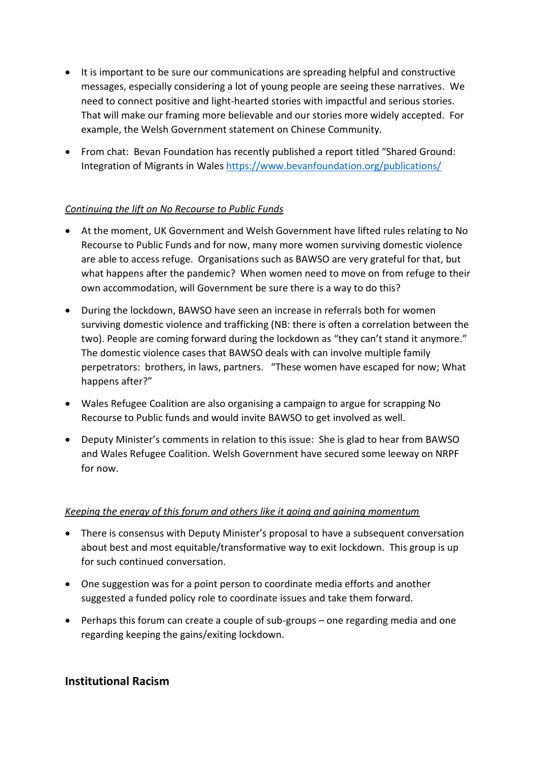- It is important to be sure our communications are spreading helpful and constructive messages, especially considering a lot of young people are seeing these narratives. We need to connect positive and light-hearted stories with impactful and serious stories. That will make our framing more believable and our stories more widely accepted. For example, the Welsh Government statement on Chinese Community.

- From chat: Bevan Foundation has recently published a report titled "Shared Ground: Integration of Migrants in Wales [https://www.bevanfoundation.org/publications/](https://www.bevanfoundation.org/publications/)

*<u>Continuing the lift on No Recourse to Public Funds</u>*

- At the moment, UK Government and Welsh Government have lifted rules relating to No Recourse to Public Funds and for now, many more women surviving domestic violence are able to access refuge. Organisations such as BAWSO are very grateful for that, but what happens after the pandemic? When women need to move on from refuge to their own accommodation, will Government be sure there is a way to do this?

- During the lockdown, BAWSO have seen an increase in referrals both for women surviving domestic violence and trafficking (NB: there is often a correlation between the two). People are coming forward during the lockdown as "they can't stand it anymore." The domestic violence cases that BAWSO deals with can involve multiple family perpetrators: brothers, in laws, partners. "These women have escaped for now; What happens after?"

- Wales Refugee Coalition are also organising a campaign to argue for scrapping No Recourse to Public funds and would invite BAWSO to get involved as well.

- Deputy Minister's comments in relation to this issue: She is glad to hear from BAWSO and Wales Refugee Coalition. Welsh Government have secured some leeway on NRPF for now.

*<u>Keeping the energy of this forum and others like it going and gaining momentum</u>*

- There is consensus with Deputy Minister's proposal to have a subsequent conversation about best and most equitable/transformative way to exit lockdown. This group is up for such continued conversation.

- One suggestion was for a point person to coordinate media efforts and another suggested a funded policy role to coordinate issues and take them forward.

- Perhaps this forum can create a couple of sub-groups – one regarding media and one regarding keeping the gains/exiting lockdown.

## Institutional Racism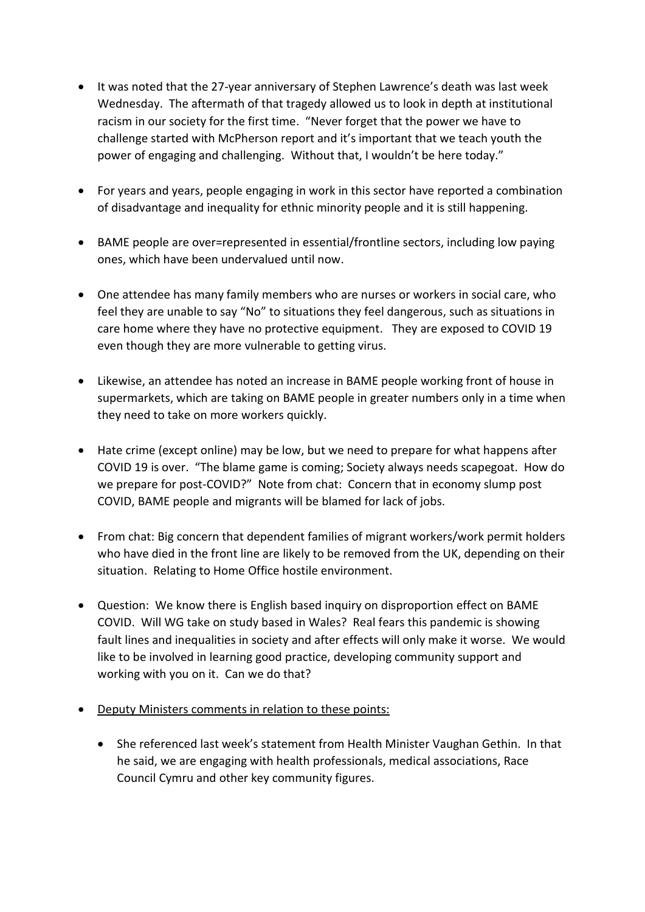- It was noted that the 27-year anniversary of Stephen Lawrence's death was last week Wednesday. The aftermath of that tragedy allowed us to look in depth at institutional racism in our society for the first time. "Never forget that the power we have to challenge started with McPherson report and it's important that we teach youth the power of engaging and challenging. Without that, I wouldn't be here today."

- For years and years, people engaging in work in this sector have reported a combination of disadvantage and inequality for ethnic minority people and it is still happening.

- BAME people are over=represented in essential/frontline sectors, including low paying ones, which have been undervalued until now.

- One attendee has many family members who are nurses or workers in social care, who feel they are unable to say "No" to situations they feel dangerous, such as situations in care home where they have no protective equipment. They are exposed to COVID 19 even though they are more vulnerable to getting virus.

- Likewise, an attendee has noted an increase in BAME people working front of house in supermarkets, which are taking on BAME people in greater numbers only in a time when they need to take on more workers quickly.

- Hate crime (except online) may be low, but we need to prepare for what happens after COVID 19 is over. "The blame game is coming; Society always needs scapegoat. How do we prepare for post-COVID?" Note from chat: Concern that in economy slump post COVID, BAME people and migrants will be blamed for lack of jobs.

- From chat: Big concern that dependent families of migrant workers/work permit holders who have died in the front line are likely to be removed from the UK, depending on their situation. Relating to Home Office hostile environment.

- Question: We know there is English based inquiry on disproportion effect on BAME COVID. Will WG take on study based in Wales? Real fears this pandemic is showing fault lines and inequalities in society and after effects will only make it worse. We would like to be involved in learning good practice, developing community support and working with you on it. Can we do that?

- <u>Deputy Ministers comments in relation to these points:</u>

    - She referenced last week's statement from Health Minister Vaughan Gethin. In that he said, we are engaging with health professionals, medical associations, Race Council Cymru and other key community figures.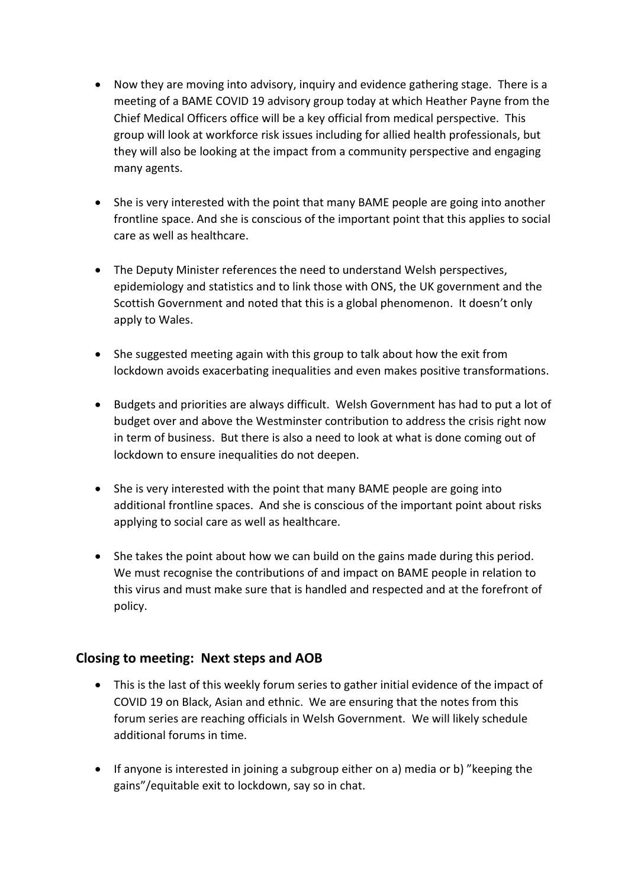- Now they are moving into advisory, inquiry and evidence gathering stage. There is a meeting of a BAME COVID 19 advisory group today at which Heather Payne from the Chief Medical Officers office will be a key official from medical perspective. This group will look at workforce risk issues including for allied health professionals, but they will also be looking at the impact from a community perspective and engaging many agents.

- She is very interested with the point that many BAME people are going into another frontline space. And she is conscious of the important point that this applies to social care as well as healthcare.

- The Deputy Minister references the need to understand Welsh perspectives, epidemiology and statistics and to link those with ONS, the UK government and the Scottish Government and noted that this is a global phenomenon. It doesn't only apply to Wales.

- She suggested meeting again with this group to talk about how the exit from lockdown avoids exacerbating inequalities and even makes positive transformations.

- Budgets and priorities are always difficult. Welsh Government has had to put a lot of budget over and above the Westminster contribution to address the crisis right now in term of business. But there is also a need to look at what is done coming out of lockdown to ensure inequalities do not deepen.

- She is very interested with the point that many BAME people are going into additional frontline spaces. And she is conscious of the important point about risks applying to social care as well as healthcare.

- She takes the point about how we can build on the gains made during this period. We must recognise the contributions of and impact on BAME people in relation to this virus and must make sure that is handled and respected and at the forefront of policy.

## Closing to meeting: Next steps and AOB

- This is the last of this weekly forum series to gather initial evidence of the impact of COVID 19 on Black, Asian and ethnic. We are ensuring that the notes from this forum series are reaching officials in Welsh Government. We will likely schedule additional forums in time.

- If anyone is interested in joining a subgroup either on a) media or b) "keeping the gains"/equitable exit to lockdown, say so in chat.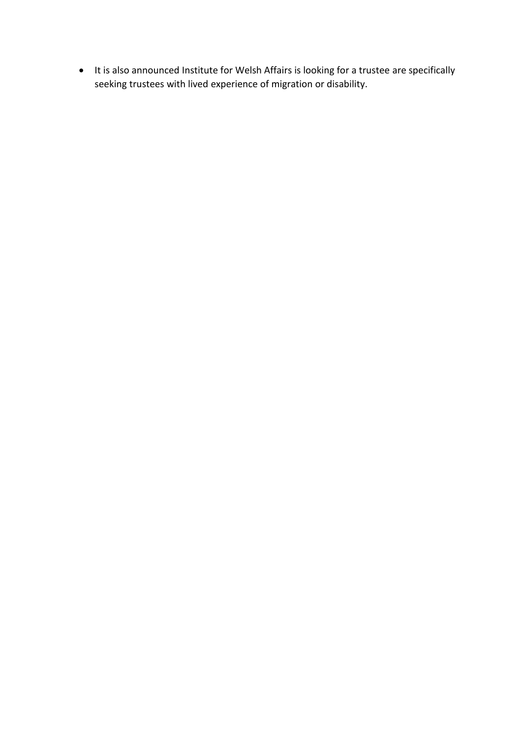- It is also announced Institute for Welsh Affairs is looking for a trustee are specifically seeking trustees with lived experience of migration or disability.